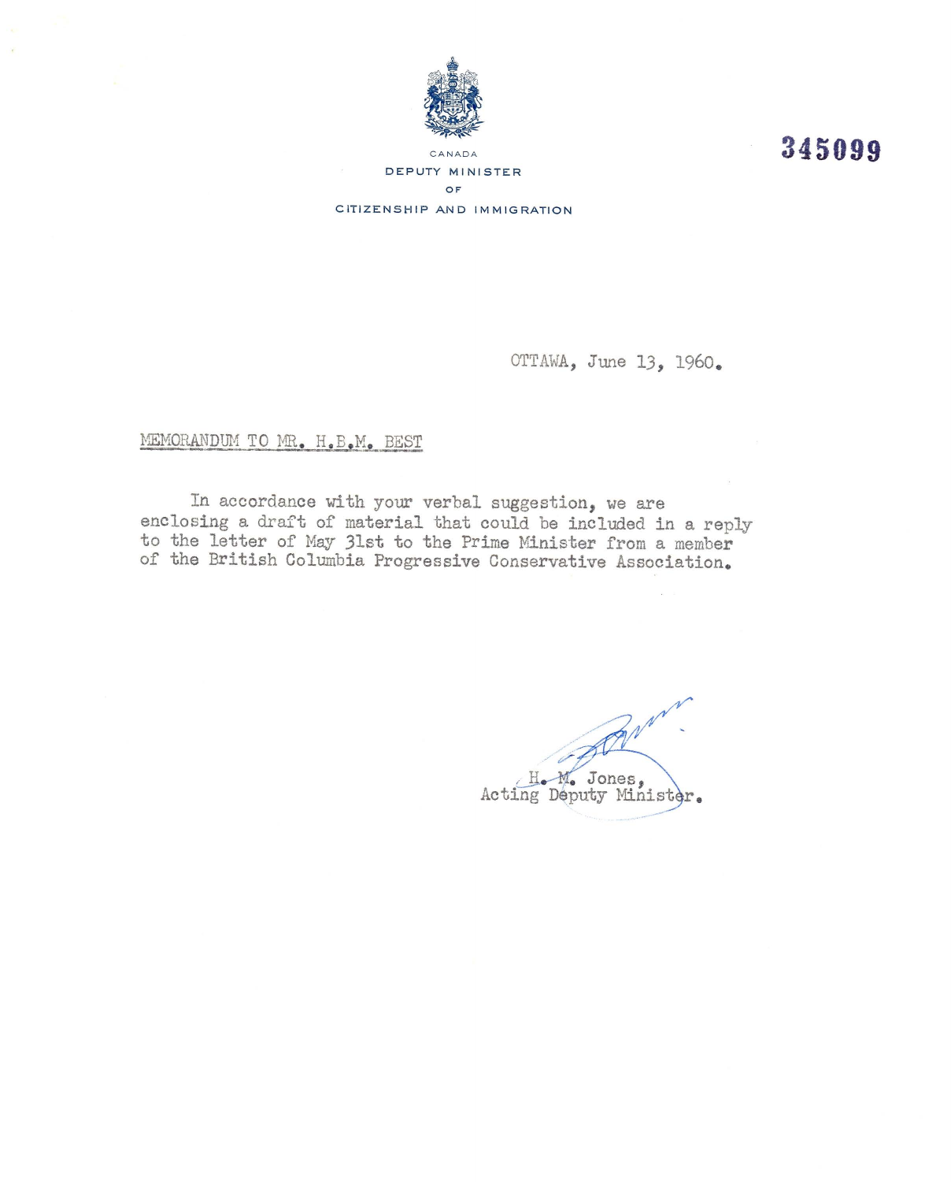CANADA

DEPUTY MINISTER

OF

CITIZENSHIP AND IMMIGRATION

345099

OTTAWA, June 13, 1960.

MEMORANDUM TO MR. H.B.M. BEST

In accordance with your verbal suggestion, we are enclosing a draft of material that could be included in a reply to the letter of May 31st to the Prime Minister from a member of the British Columbia Progressive Conservative Association.

H. M. Jones,
Acting Deputy Minister.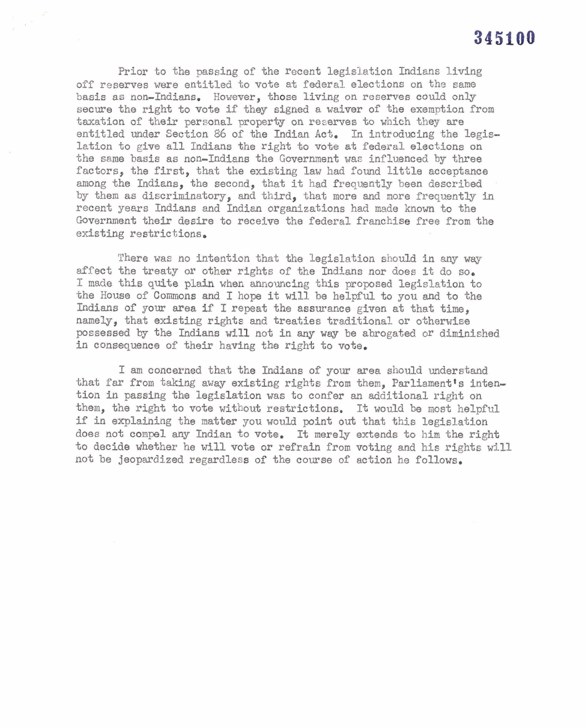Prior to the passing of the recent legislation Indians living off reserves were entitled to vote at federal elections on the same basis as non-Indians. However, those living on reserves could only secure the right to vote if they signed a waiver of the exemption from taxation of their personal property on reserves to which they are entitled under Section 86 of the Indian Act. In introducing the legislation to give all Indians the right to vote at federal elections on the same basis as non-Indians the Government was influenced by three factors, the first, that the existing law had found little acceptance among the Indians, the second, that it had frequently been described by them as discriminatory, and third, that more and more frequently in recent years Indians and Indian organizations had made known to the Government their desire to receive the federal franchise free from the existing restrictions.

There was no intention that the legislation should in any way affect the treaty or other rights of the Indians nor does it do so. I made this quite plain when announcing this proposed legislation to the House of Commons and I hope it will be helpful to you and to the Indians of your area if I repeat the assurance given at that time, namely, that existing rights and treaties traditional or otherwise possessed by the Indians will not in any way be abrogated or diminished in consequence of their having the right to vote.

I am concerned that the Indians of your area should understand that far from taking away existing rights from them, Parliament's intention in passing the legislation was to confer an additional right on them, the right to vote without restrictions. It would be most helpful if in explaining the matter you would point out that this legislation does not compel any Indian to vote. It merely extends to him the right to decide whether he will vote or refrain from voting and his rights will not be jeopardized regardless of the course of action he follows.